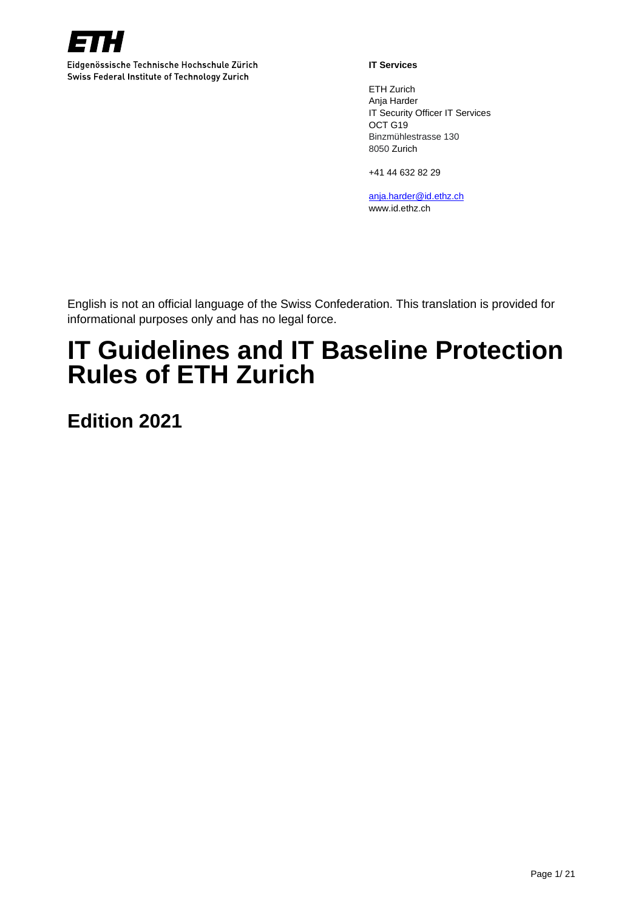**ETH**

Eidgenössische Technische Hochschule Zürich
Swiss Federal Institute of Technology Zurich

**IT Services**

ETH Zurich
Anja Harder
IT Security Officer IT Services
OCT G19
Binzmühlestrasse 130
8050 Zurich

+41 44 632 82 29

anja.harder@id.ethz.ch
www.id.ethz.ch

English is not an official language of the Swiss Confederation. This translation is provided for informational purposes only and has no legal force.

# IT Guidelines and IT Baseline Protection Rules of ETH Zurich

## Edition 2021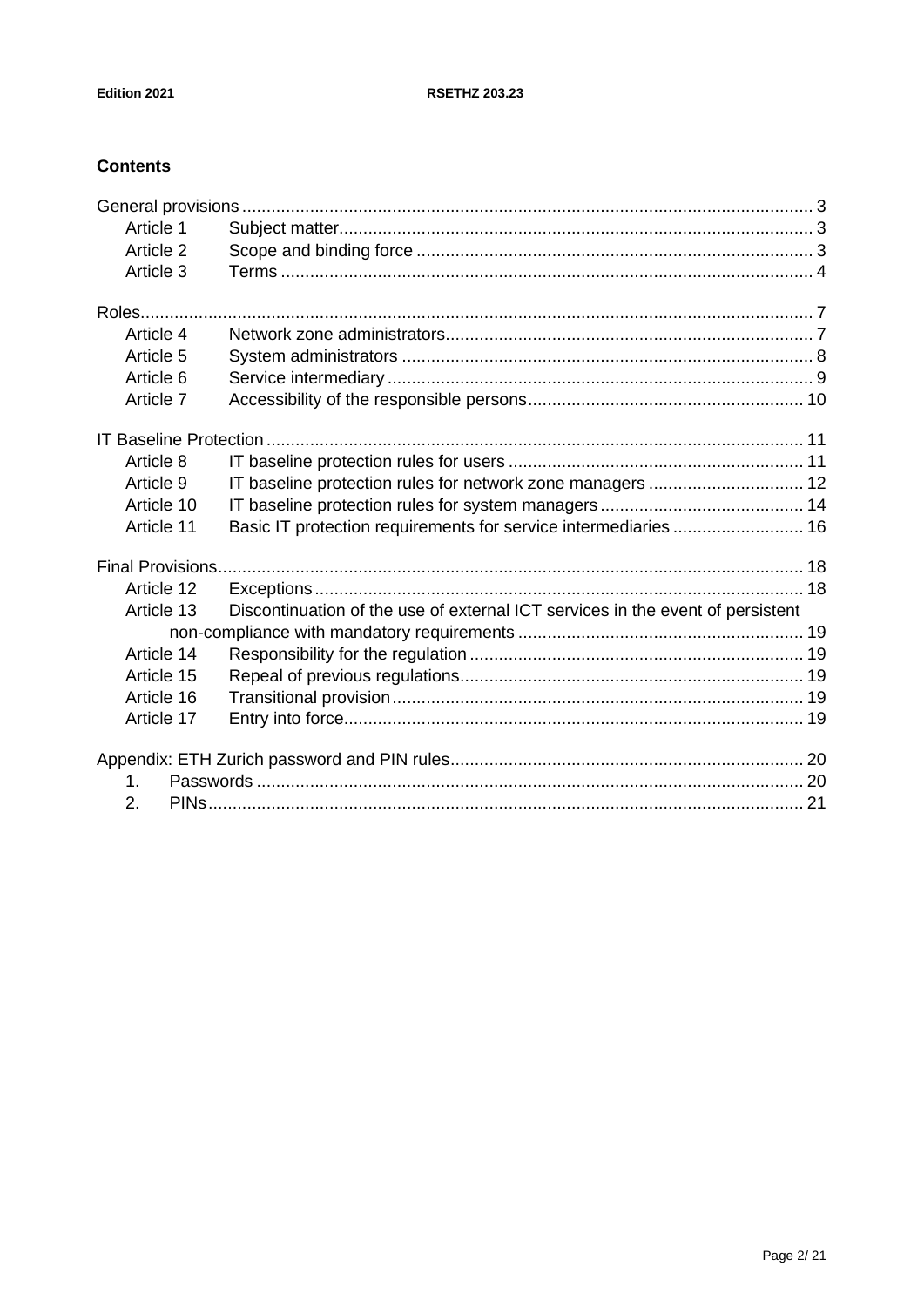## Contents

General provisions ..... 3
- Article 1 Subject matter ..... 3
- Article 2 Scope and binding force ..... 3
- Article 3 Terms ..... 4

Roles ..... 7
- Article 4 Network zone administrators ..... 7
- Article 5 System administrators ..... 8
- Article 6 Service intermediary ..... 9
- Article 7 Accessibility of the responsible persons ..... 10

IT Baseline Protection ..... 11
- Article 8 IT baseline protection rules for users ..... 11
- Article 9 IT baseline protection rules for network zone managers ..... 12
- Article 10 IT baseline protection rules for system managers ..... 14
- Article 11 Basic IT protection requirements for service intermediaries ..... 16

Final Provisions ..... 18
- Article 12 Exceptions ..... 18
- Article 13 Discontinuation of the use of external ICT services in the event of persistent non-compliance with mandatory requirements ..... 19
- Article 14 Responsibility for the regulation ..... 19
- Article 15 Repeal of previous regulations ..... 19
- Article 16 Transitional provision ..... 19
- Article 17 Entry into force ..... 19

Appendix: ETH Zurich password and PIN rules ..... 20
1. Passwords ..... 20
2. PINs ..... 21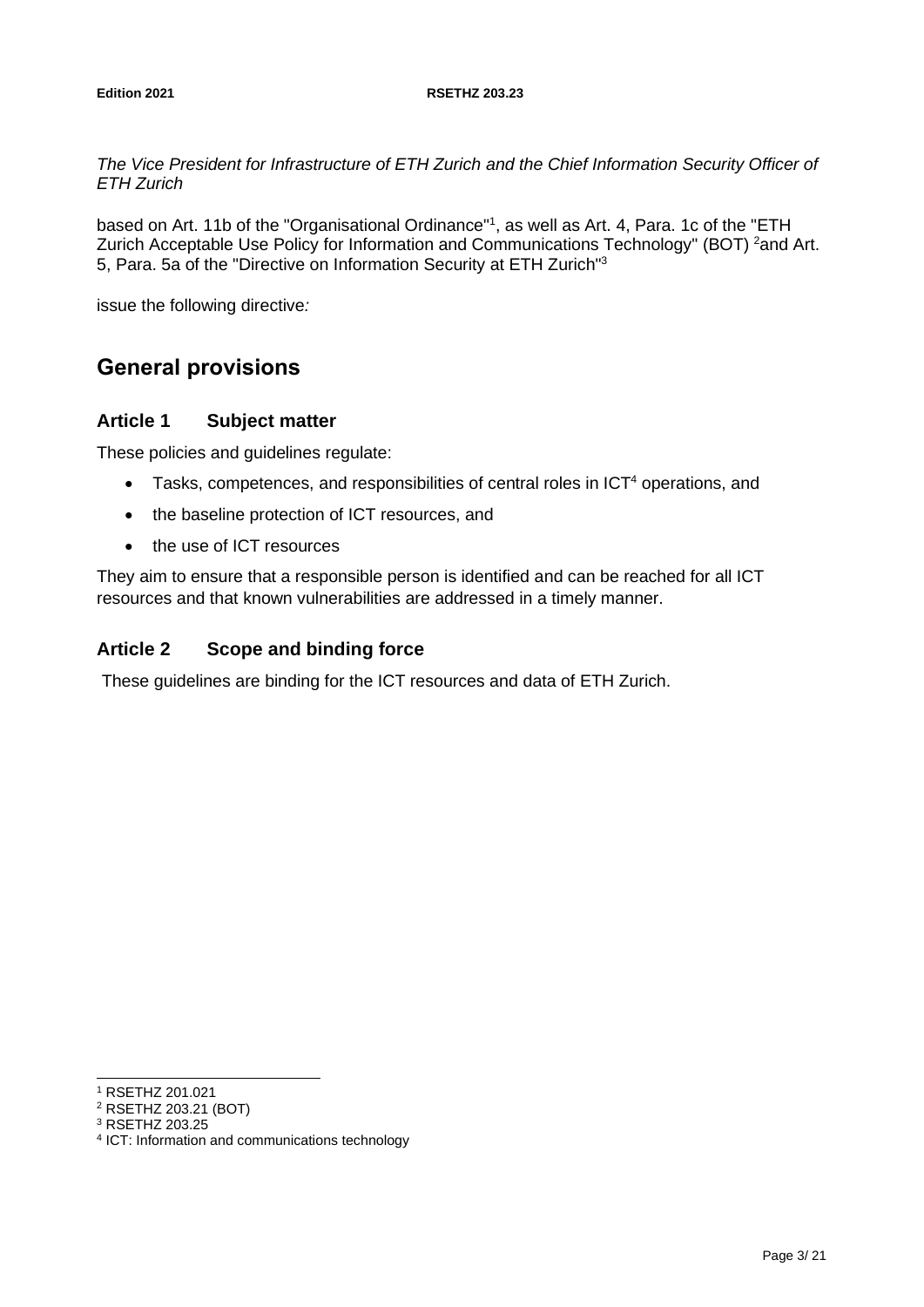*The Vice President for Infrastructure of ETH Zurich and the Chief Information Security Officer of ETH Zurich*

based on Art. 11b of the "Organisational Ordinance"[1], as well as Art. 4, Para. 1c of the "ETH Zurich Acceptable Use Policy for Information and Communications Technology" (BOT) [2]and Art. 5, Para. 5a of the "Directive on Information Security at ETH Zurich"[3]

issue the following directive*:*

## General provisions

### Article 1 Subject matter

These policies and guidelines regulate:

- Tasks, competences, and responsibilities of central roles in ICT[4] operations, and
- the baseline protection of ICT resources, and
- the use of ICT resources

They aim to ensure that a responsible person is identified and can be reached for all ICT resources and that known vulnerabilities are addressed in a timely manner.

### Article 2 Scope and binding force

These guidelines are binding for the ICT resources and data of ETH Zurich.

---

[1] RSETHZ 201.021
[2] RSETHZ 203.21 (BOT)
[3] RSETHZ 203.25
[4] ICT: Information and communications technology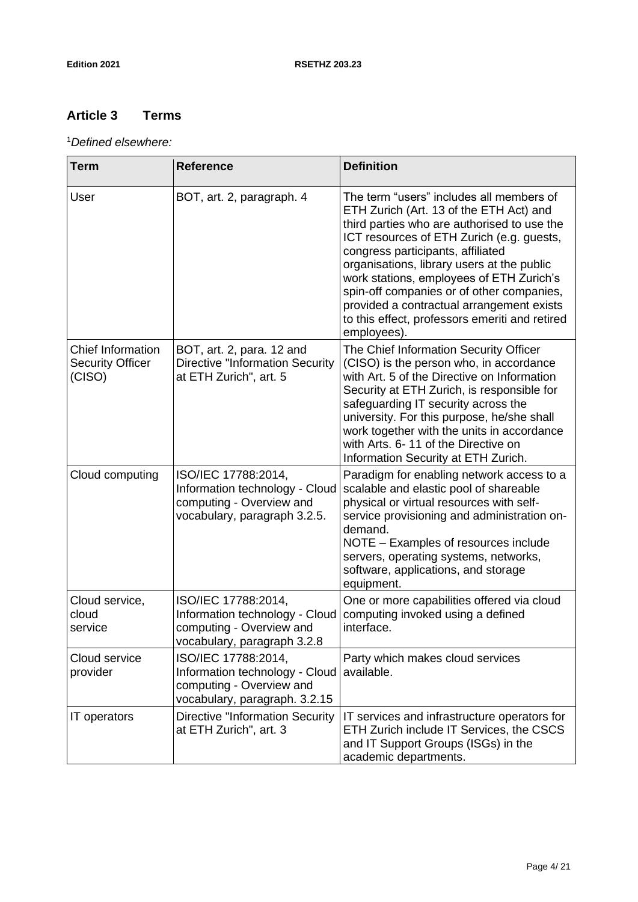## Article 3 Terms

[1]*Defined elsewhere:*

| Term | Reference | Definition |
|---|---|---|
| User | BOT, art. 2, paragraph. 4 | The term "users" includes all members of ETH Zurich (Art. 13 of the ETH Act) and third parties who are authorised to use the ICT resources of ETH Zurich (e.g. guests, congress participants, affiliated organisations, library users at the public work stations, employees of ETH Zurich's spin-off companies or of other companies, provided a contractual arrangement exists to this effect, professors emeriti and retired employees). |
| Chief Information Security Officer (CISO) | BOT, art. 2, para. 12 and Directive "Information Security at ETH Zurich", art. 5 | The Chief Information Security Officer (CISO) is the person who, in accordance with Art. 5 of the Directive on Information Security at ETH Zurich, is responsible for safeguarding IT security across the university. For this purpose, he/she shall work together with the units in accordance with Arts. 6- 11 of the Directive on Information Security at ETH Zurich. |
| Cloud computing | ISO/IEC 17788:2014, Information technology - Cloud computing - Overview and vocabulary, paragraph 3.2.5. | Paradigm for enabling network access to a scalable and elastic pool of shareable physical or virtual resources with self-service provisioning and administration on-demand.<br>NOTE – Examples of resources include servers, operating systems, networks, software, applications, and storage equipment. |
| Cloud service, cloud service | ISO/IEC 17788:2014, Information technology - Cloud computing - Overview and vocabulary, paragraph 3.2.8 | One or more capabilities offered via cloud computing invoked using a defined interface. |
| Cloud service provider | ISO/IEC 17788:2014, Information technology - Cloud computing - Overview and vocabulary, paragraph. 3.2.15 | Party which makes cloud services available. |
| IT operators | Directive "Information Security at ETH Zurich", art. 3 | IT services and infrastructure operators for ETH Zurich include IT Services, the CSCS and IT Support Groups (ISGs) in the academic departments. |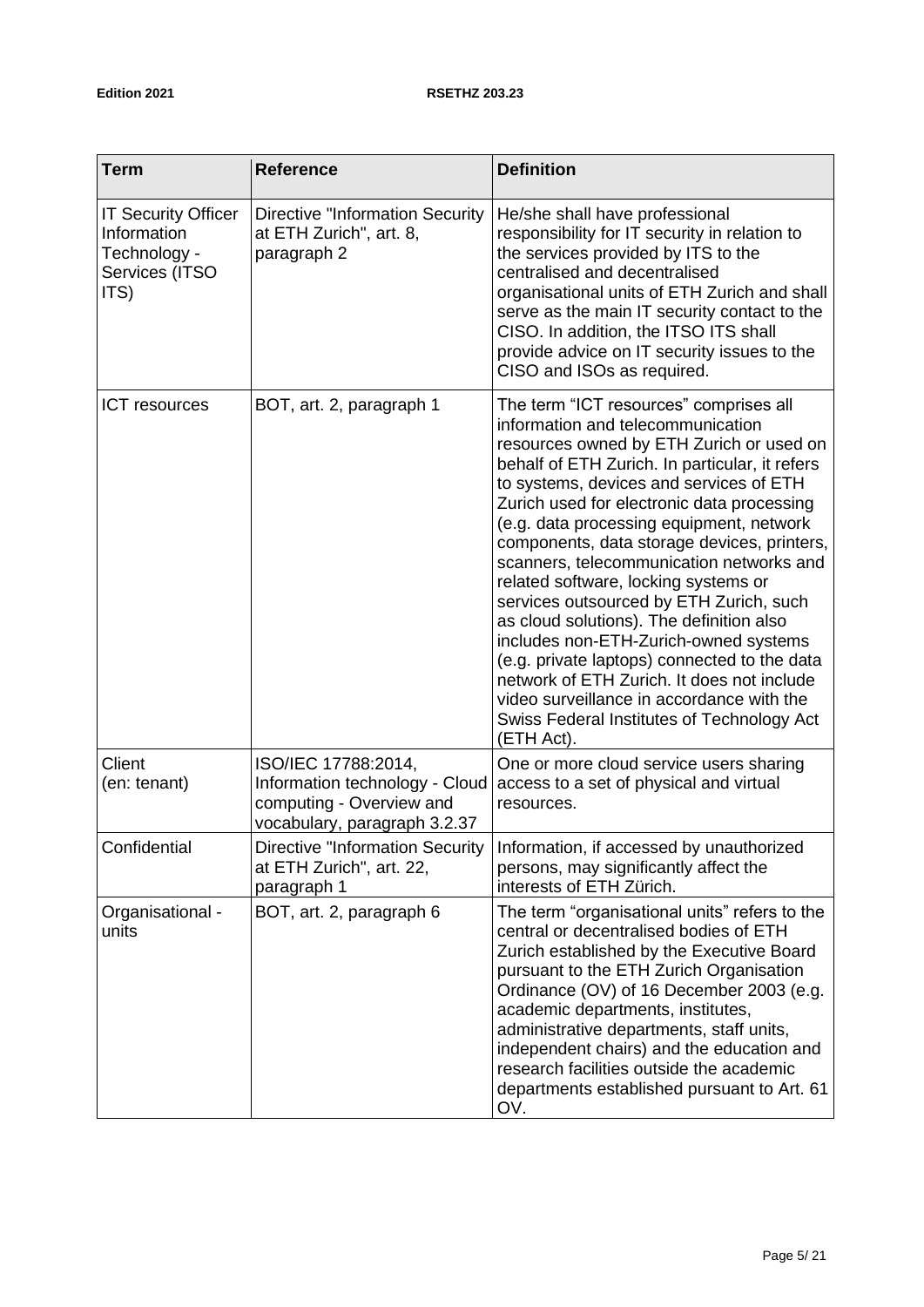| Term | Reference | Definition |
| --- | --- | --- |
| IT Security Officer Information Technology - Services (ITSO ITS) | Directive "Information Security at ETH Zurich", art. 8, paragraph 2 | He/she shall have professional responsibility for IT security in relation to the services provided by ITS to the centralised and decentralised organisational units of ETH Zurich and shall serve as the main IT security contact to the CISO. In addition, the ITSO ITS shall provide advice on IT security issues to the CISO and ISOs as required. |
| ICT resources | BOT, art. 2, paragraph 1 | The term "ICT resources" comprises all information and telecommunication resources owned by ETH Zurich or used on behalf of ETH Zurich. In particular, it refers to systems, devices and services of ETH Zurich used for electronic data processing (e.g. data processing equipment, network components, data storage devices, printers, scanners, telecommunication networks and related software, locking systems or services outsourced by ETH Zurich, such as cloud solutions). The definition also includes non-ETH-Zurich-owned systems (e.g. private laptops) connected to the data network of ETH Zurich. It does not include video surveillance in accordance with the Swiss Federal Institutes of Technology Act (ETH Act). |
| Client (en: tenant) | ISO/IEC 17788:2014, Information technology - Cloud computing - Overview and vocabulary, paragraph 3.2.37 | One or more cloud service users sharing access to a set of physical and virtual resources. |
| Confidential | Directive "Information Security at ETH Zurich", art. 22, paragraph 1 | Information, if accessed by unauthorized persons, may significantly affect the interests of ETH Zürich. |
| Organisational - units | BOT, art. 2, paragraph 6 | The term "organisational units" refers to the central or decentralised bodies of ETH Zurich established by the Executive Board pursuant to the ETH Zurich Organisation Ordinance (OV) of 16 December 2003 (e.g. academic departments, institutes, administrative departments, staff units, independent chairs) and the education and research facilities outside the academic departments established pursuant to Art. 61 OV. |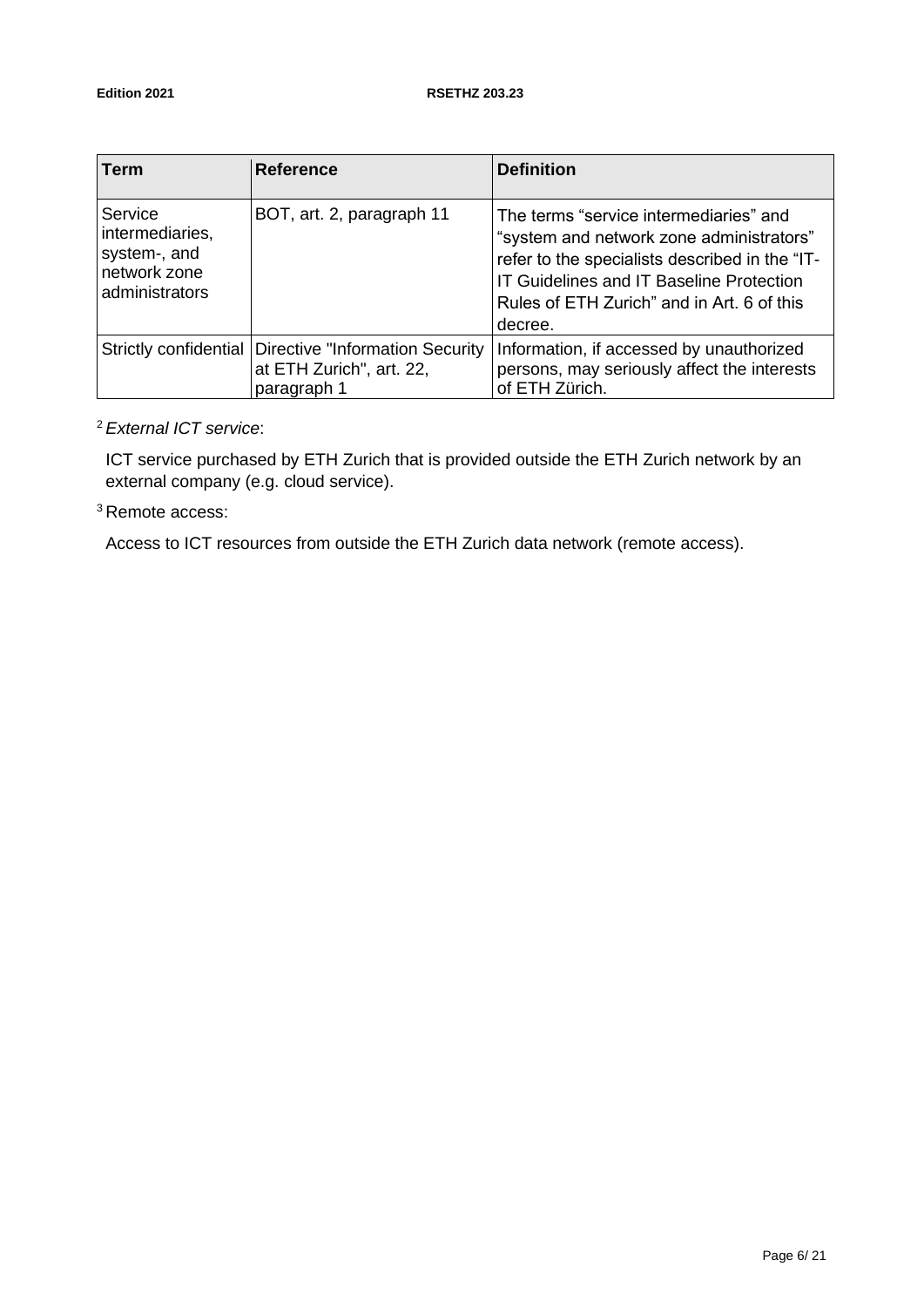| Term | Reference | Definition |
|---|---|---|
| Service intermediaries, system-, and network zone administrators | BOT, art. 2, paragraph 11 | The terms “service intermediaries” and “system and network zone administrators” refer to the specialists described in the “IT-IT Guidelines and IT Baseline Protection Rules of ETH Zurich” and in Art. 6 of this decree. |
| Strictly confidential | Directive "Information Security at ETH Zurich", art. 22, paragraph 1 | Information, if accessed by unauthorized persons, may seriously affect the interests of ETH Zürich. |

[2] *External ICT service*:

ICT service purchased by ETH Zurich that is provided outside the ETH Zurich network by an external company (e.g. cloud service).

[3] Remote access:

Access to ICT resources from outside the ETH Zurich data network (remote access).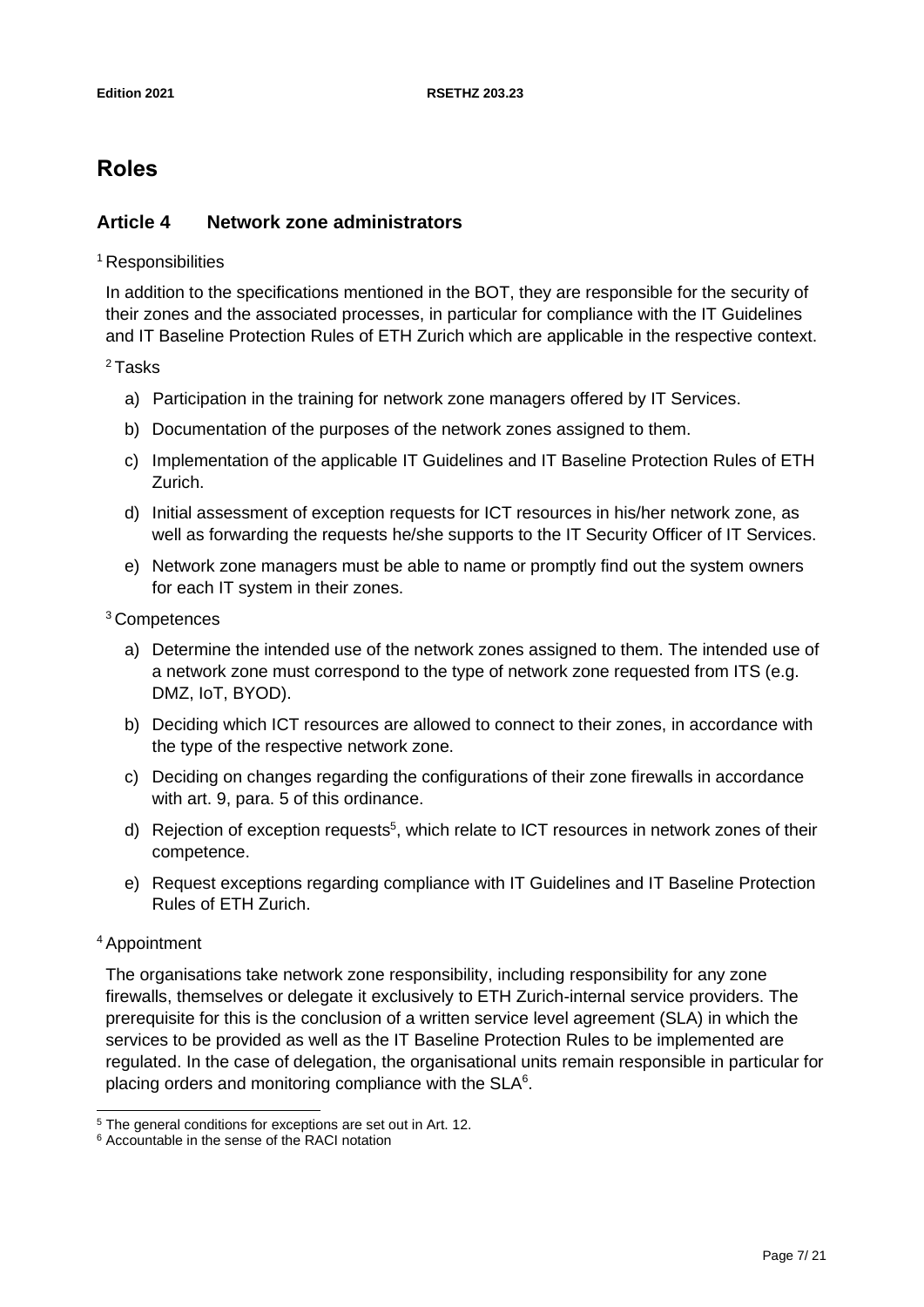# Roles

## Article 4 Network zone administrators

[1] Responsibilities

In addition to the specifications mentioned in the BOT, they are responsible for the security of their zones and the associated processes, in particular for compliance with the IT Guidelines and IT Baseline Protection Rules of ETH Zurich which are applicable in the respective context.

[2] Tasks

a) Participation in the training for network zone managers offered by IT Services.

b) Documentation of the purposes of the network zones assigned to them.

c) Implementation of the applicable IT Guidelines and IT Baseline Protection Rules of ETH Zurich.

d) Initial assessment of exception requests for ICT resources in his/her network zone, as well as forwarding the requests he/she supports to the IT Security Officer of IT Services.

e) Network zone managers must be able to name or promptly find out the system owners for each IT system in their zones.

[3] Competences

a) Determine the intended use of the network zones assigned to them. The intended use of a network zone must correspond to the type of network zone requested from ITS (e.g. DMZ, IoT, BYOD).

b) Deciding which ICT resources are allowed to connect to their zones, in accordance with the type of the respective network zone.

c) Deciding on changes regarding the configurations of their zone firewalls in accordance with art. 9, para. 5 of this ordinance.

d) Rejection of exception requests[5], which relate to ICT resources in network zones of their competence.

e) Request exceptions regarding compliance with IT Guidelines and IT Baseline Protection Rules of ETH Zurich.

[4] Appointment

The organisations take network zone responsibility, including responsibility for any zone firewalls, themselves or delegate it exclusively to ETH Zurich-internal service providers. The prerequisite for this is the conclusion of a written service level agreement (SLA) in which the services to be provided as well as the IT Baseline Protection Rules to be implemented are regulated. In the case of delegation, the organisational units remain responsible in particular for placing orders and monitoring compliance with the SLA[6].

---

[5] The general conditions for exceptions are set out in Art. 12.

[6] Accountable in the sense of the RACI notation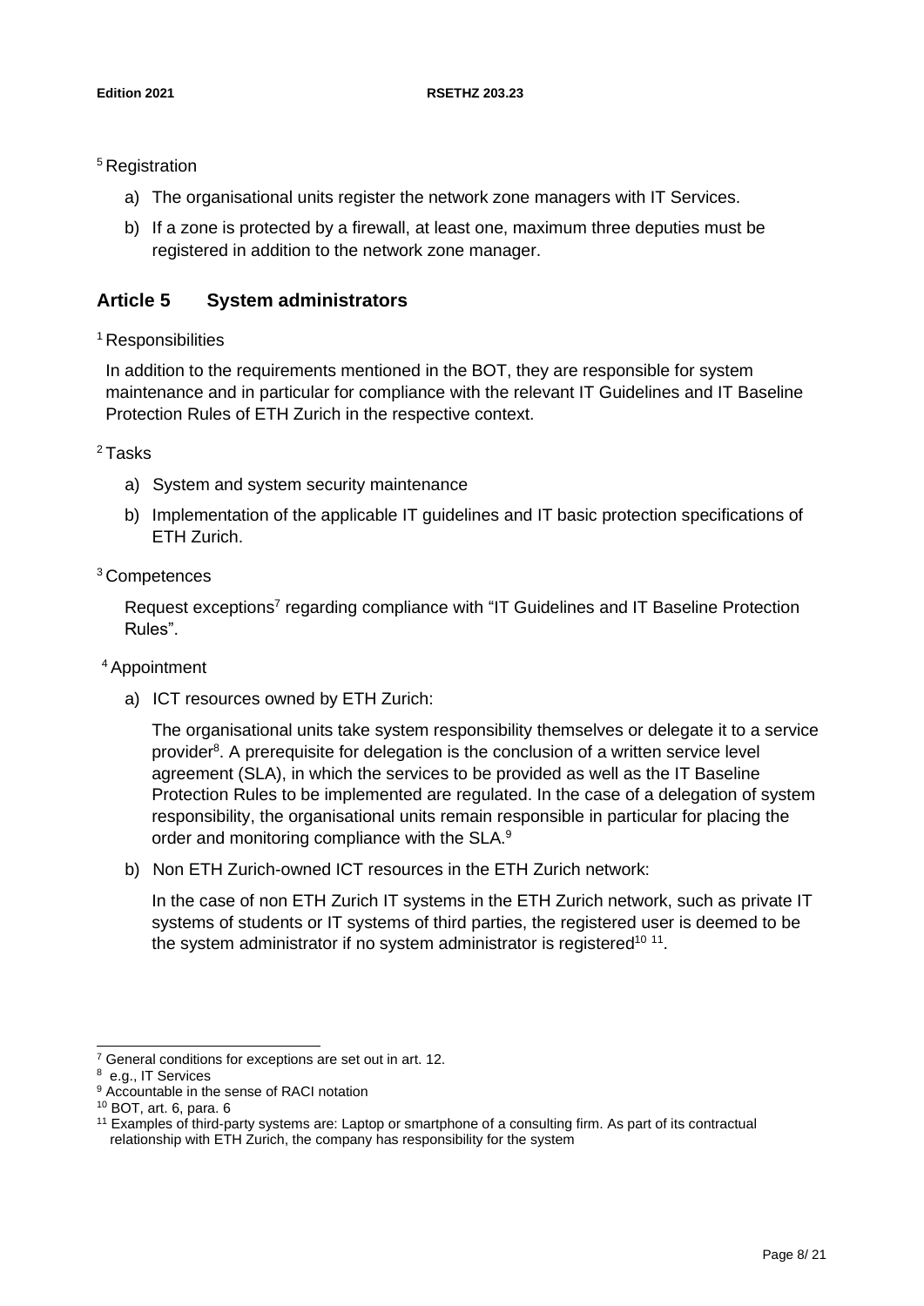[5] Registration

a) The organisational units register the network zone managers with IT Services.

b) If a zone is protected by a firewall, at least one, maximum three deputies must be registered in addition to the network zone manager.

## Article 5 System administrators

[1] Responsibilities

In addition to the requirements mentioned in the BOT, they are responsible for system maintenance and in particular for compliance with the relevant IT Guidelines and IT Baseline Protection Rules of ETH Zurich in the respective context.

[2] Tasks

a) System and system security maintenance

b) Implementation of the applicable IT guidelines and IT basic protection specifications of ETH Zurich.

[3] Competences

Request exceptions[7] regarding compliance with "IT Guidelines and IT Baseline Protection Rules".

[4] Appointment

a) ICT resources owned by ETH Zurich:

The organisational units take system responsibility themselves or delegate it to a service provider[8]. A prerequisite for delegation is the conclusion of a written service level agreement (SLA), in which the services to be provided as well as the IT Baseline Protection Rules to be implemented are regulated. In the case of a delegation of system responsibility, the organisational units remain responsible in particular for placing the order and monitoring compliance with the SLA.[9]

b) Non ETH Zurich-owned ICT resources in the ETH Zurich network:

In the case of non ETH Zurich IT systems in the ETH Zurich network, such as private IT systems of students or IT systems of third parties, the registered user is deemed to be the system administrator if no system administrator is registered[10] [11].

---

[7] General conditions for exceptions are set out in art. 12.

[8] e.g., IT Services

[9] Accountable in the sense of RACI notation

[10] BOT, art. 6, para. 6

[11] Examples of third-party systems are: Laptop or smartphone of a consulting firm. As part of its contractual relationship with ETH Zurich, the company has responsibility for the system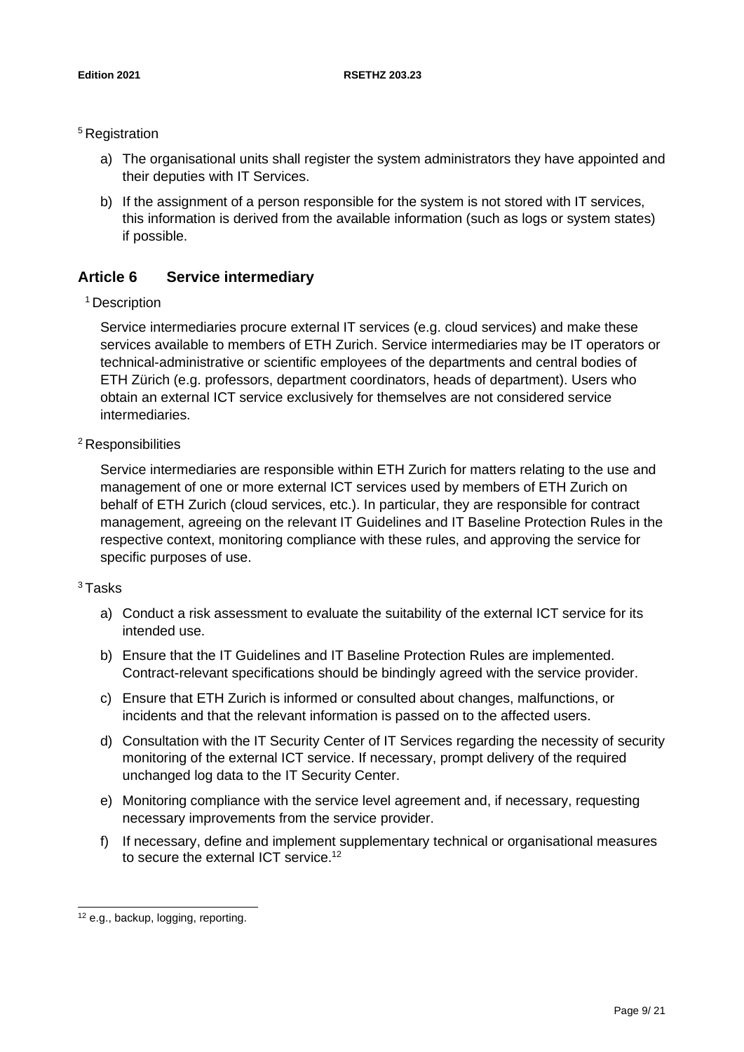[5] Registration

a) The organisational units shall register the system administrators they have appointed and their deputies with IT Services.

b) If the assignment of a person responsible for the system is not stored with IT services, this information is derived from the available information (such as logs or system states) if possible.

## Article 6 Service intermediary

[1] Description

Service intermediaries procure external IT services (e.g. cloud services) and make these services available to members of ETH Zurich. Service intermediaries may be IT operators or technical-administrative or scientific employees of the departments and central bodies of ETH Zürich (e.g. professors, department coordinators, heads of department). Users who obtain an external ICT service exclusively for themselves are not considered service intermediaries.

[2] Responsibilities

Service intermediaries are responsible within ETH Zurich for matters relating to the use and management of one or more external ICT services used by members of ETH Zurich on behalf of ETH Zurich (cloud services, etc.). In particular, they are responsible for contract management, agreeing on the relevant IT Guidelines and IT Baseline Protection Rules in the respective context, monitoring compliance with these rules, and approving the service for specific purposes of use.

[3] Tasks

a) Conduct a risk assessment to evaluate the suitability of the external ICT service for its intended use.

b) Ensure that the IT Guidelines and IT Baseline Protection Rules are implemented. Contract-relevant specifications should be bindingly agreed with the service provider.

c) Ensure that ETH Zurich is informed or consulted about changes, malfunctions, or incidents and that the relevant information is passed on to the affected users.

d) Consultation with the IT Security Center of IT Services regarding the necessity of security monitoring of the external ICT service. If necessary, prompt delivery of the required unchanged log data to the IT Security Center.

e) Monitoring compliance with the service level agreement and, if necessary, requesting necessary improvements from the service provider.

f) If necessary, define and implement supplementary technical or organisational measures to secure the external ICT service.[12]

[12] e.g., backup, logging, reporting.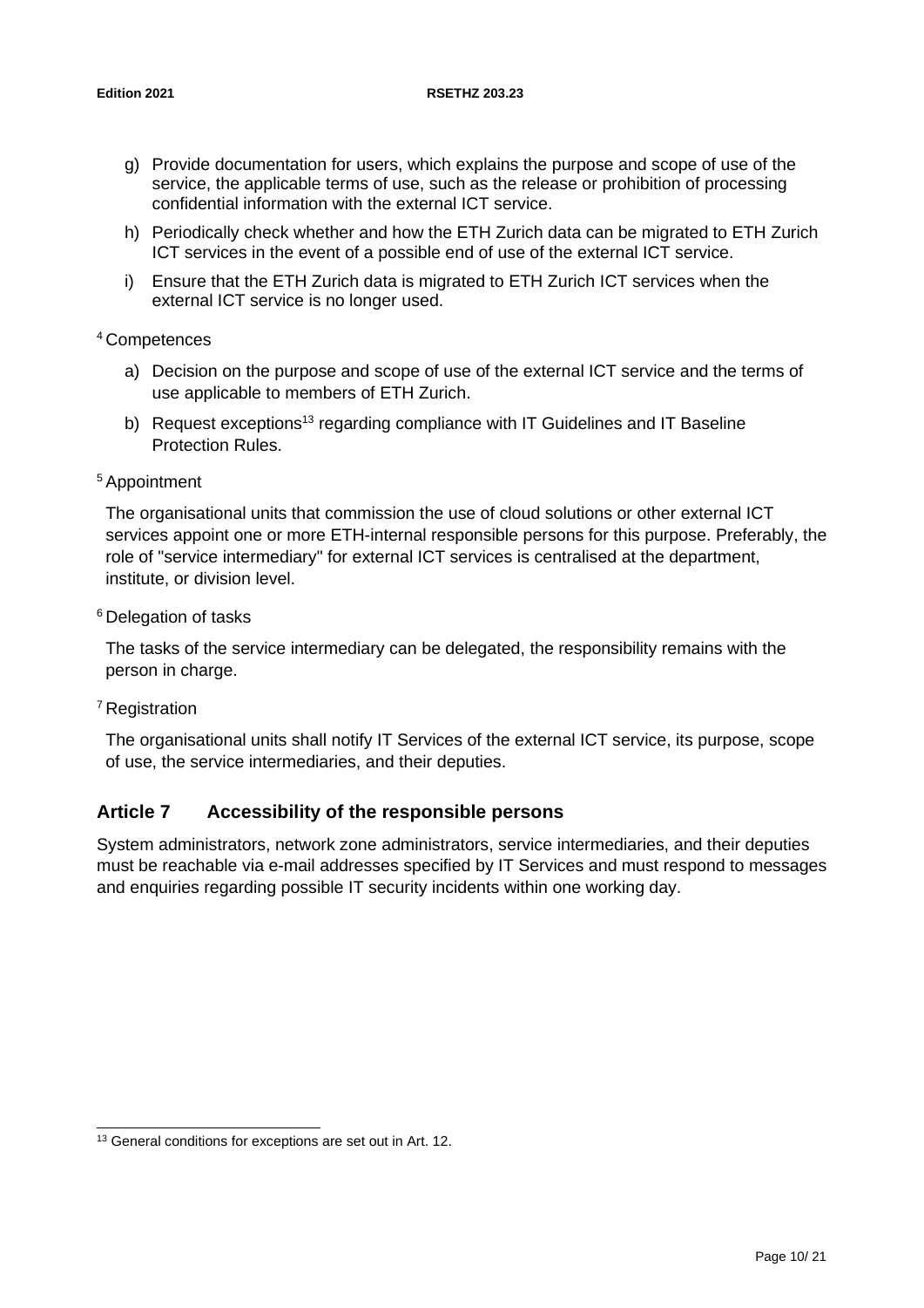g) Provide documentation for users, which explains the purpose and scope of use of the service, the applicable terms of use, such as the release or prohibition of processing confidential information with the external ICT service.

h) Periodically check whether and how the ETH Zurich data can be migrated to ETH Zurich ICT services in the event of a possible end of use of the external ICT service.

i) Ensure that the ETH Zurich data is migrated to ETH Zurich ICT services when the external ICT service is no longer used.

[4] Competences

a) Decision on the purpose and scope of use of the external ICT service and the terms of use applicable to members of ETH Zurich.

b) Request exceptions[13] regarding compliance with IT Guidelines and IT Baseline Protection Rules.

[5] Appointment

The organisational units that commission the use of cloud solutions or other external ICT services appoint one or more ETH-internal responsible persons for this purpose. Preferably, the role of "service intermediary" for external ICT services is centralised at the department, institute, or division level.

[6] Delegation of tasks

The tasks of the service intermediary can be delegated, the responsibility remains with the person in charge.

[7] Registration

The organisational units shall notify IT Services of the external ICT service, its purpose, scope of use, the service intermediaries, and their deputies.

## Article 7 Accessibility of the responsible persons

System administrators, network zone administrators, service intermediaries, and their deputies must be reachable via e-mail addresses specified by IT Services and must respond to messages and enquiries regarding possible IT security incidents within one working day.

---

[13] General conditions for exceptions are set out in Art. 12.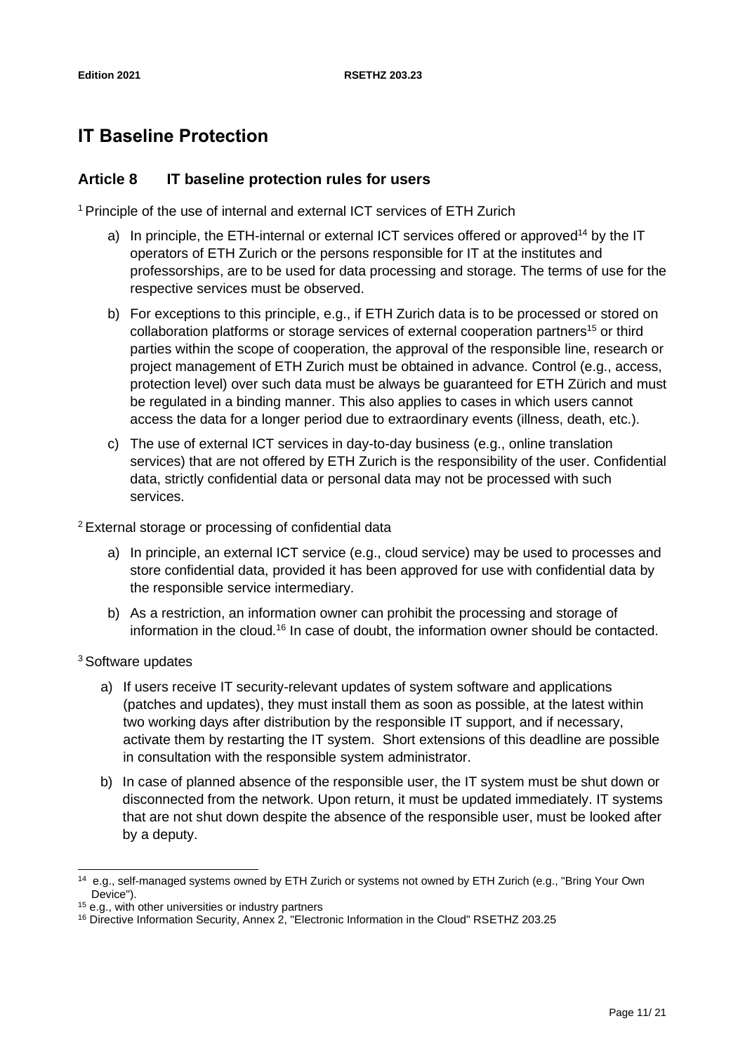# IT Baseline Protection

## Article 8 IT baseline protection rules for users

[1] Principle of the use of internal and external ICT services of ETH Zurich

a) In principle, the ETH-internal or external ICT services offered or approved[14] by the IT operators of ETH Zurich or the persons responsible for IT at the institutes and professorships, are to be used for data processing and storage. The terms of use for the respective services must be observed.

b) For exceptions to this principle, e.g., if ETH Zurich data is to be processed or stored on collaboration platforms or storage services of external cooperation partners[15] or third parties within the scope of cooperation, the approval of the responsible line, research or project management of ETH Zurich must be obtained in advance. Control (e.g., access, protection level) over such data must be always be guaranteed for ETH Zürich and must be regulated in a binding manner. This also applies to cases in which users cannot access the data for a longer period due to extraordinary events (illness, death, etc.).

c) The use of external ICT services in day-to-day business (e.g., online translation services) that are not offered by ETH Zurich is the responsibility of the user. Confidential data, strictly confidential data or personal data may not be processed with such services.

[2] External storage or processing of confidential data

a) In principle, an external ICT service (e.g., cloud service) may be used to processes and store confidential data, provided it has been approved for use with confidential data by the responsible service intermediary.

b) As a restriction, an information owner can prohibit the processing and storage of information in the cloud.[16] In case of doubt, the information owner should be contacted.

[3] Software updates

a) If users receive IT security-relevant updates of system software and applications (patches and updates), they must install them as soon as possible, at the latest within two working days after distribution by the responsible IT support, and if necessary, activate them by restarting the IT system. Short extensions of this deadline are possible in consultation with the responsible system administrator.

b) In case of planned absence of the responsible user, the IT system must be shut down or disconnected from the network. Upon return, it must be updated immediately. IT systems that are not shut down despite the absence of the responsible user, must be looked after by a deputy.

---

[14] e.g., self-managed systems owned by ETH Zurich or systems not owned by ETH Zurich (e.g., "Bring Your Own Device").

[15] e.g., with other universities or industry partners

[16] Directive Information Security, Annex 2, "Electronic Information in the Cloud" RSETHZ 203.25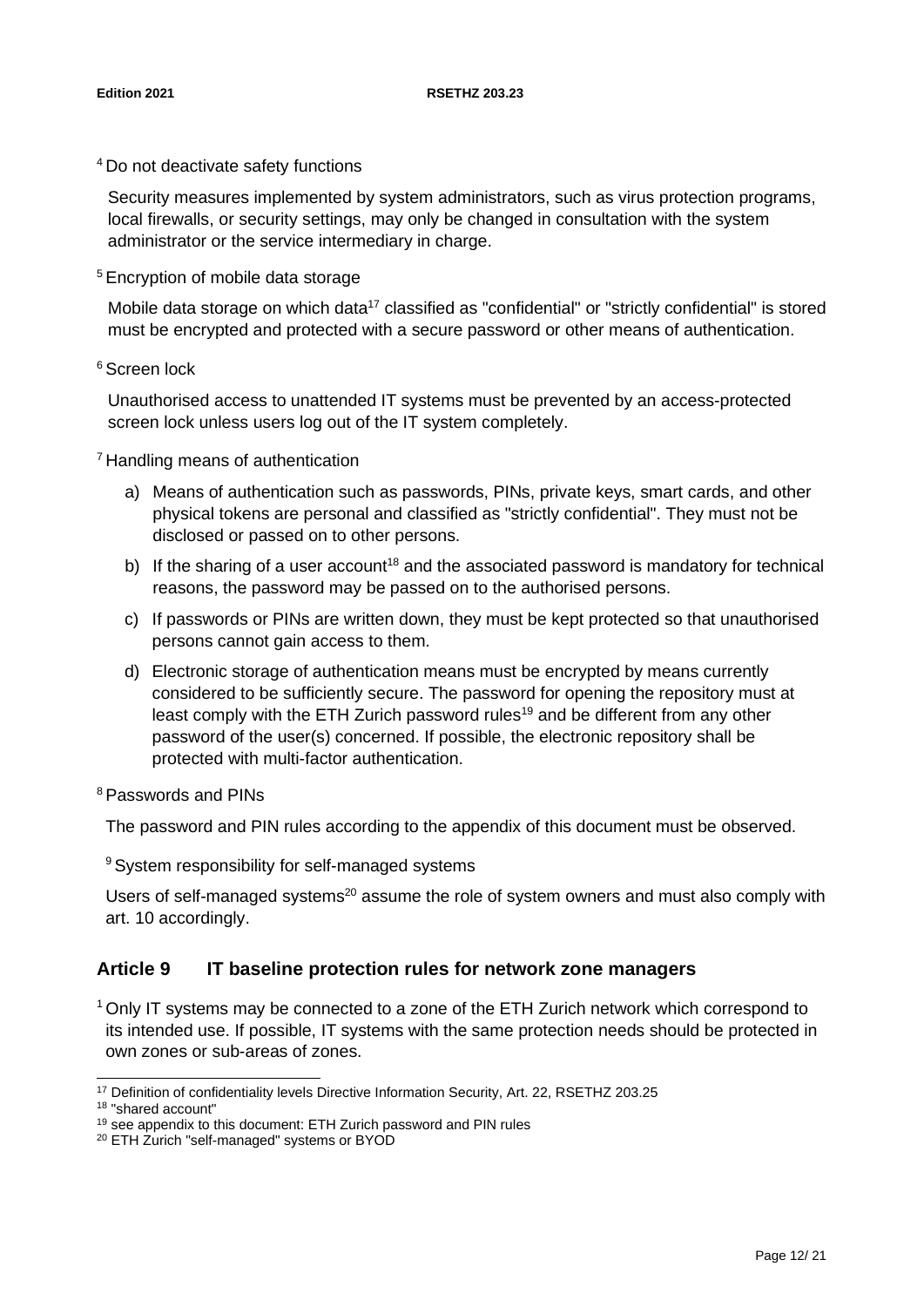[4] Do not deactivate safety functions

Security measures implemented by system administrators, such as virus protection programs, local firewalls, or security settings, may only be changed in consultation with the system administrator or the service intermediary in charge.

[5] Encryption of mobile data storage

Mobile data storage on which data[17] classified as "confidential" or "strictly confidential" is stored must be encrypted and protected with a secure password or other means of authentication.

[6] Screen lock

Unauthorised access to unattended IT systems must be prevented by an access-protected screen lock unless users log out of the IT system completely.

[7] Handling means of authentication

a) Means of authentication such as passwords, PINs, private keys, smart cards, and other physical tokens are personal and classified as "strictly confidential". They must not be disclosed or passed on to other persons.

b) If the sharing of a user account[18] and the associated password is mandatory for technical reasons, the password may be passed on to the authorised persons.

c) If passwords or PINs are written down, they must be kept protected so that unauthorised persons cannot gain access to them.

d) Electronic storage of authentication means must be encrypted by means currently considered to be sufficiently secure. The password for opening the repository must at least comply with the ETH Zurich password rules[19] and be different from any other password of the user(s) concerned. If possible, the electronic repository shall be protected with multi-factor authentication.

[8] Passwords and PINs

The password and PIN rules according to the appendix of this document must be observed.

[9] System responsibility for self-managed systems

Users of self-managed systems[20] assume the role of system owners and must also comply with art. 10 accordingly.

## Article 9 IT baseline protection rules for network zone managers

[1] Only IT systems may be connected to a zone of the ETH Zurich network which correspond to its intended use. If possible, IT systems with the same protection needs should be protected in own zones or sub-areas of zones.

---

[17] Definition of confidentiality levels Directive Information Security, Art. 22, RSETHZ 203.25

[18] "shared account"

[19] see appendix to this document: ETH Zurich password and PIN rules

[20] ETH Zurich "self-managed" systems or BYOD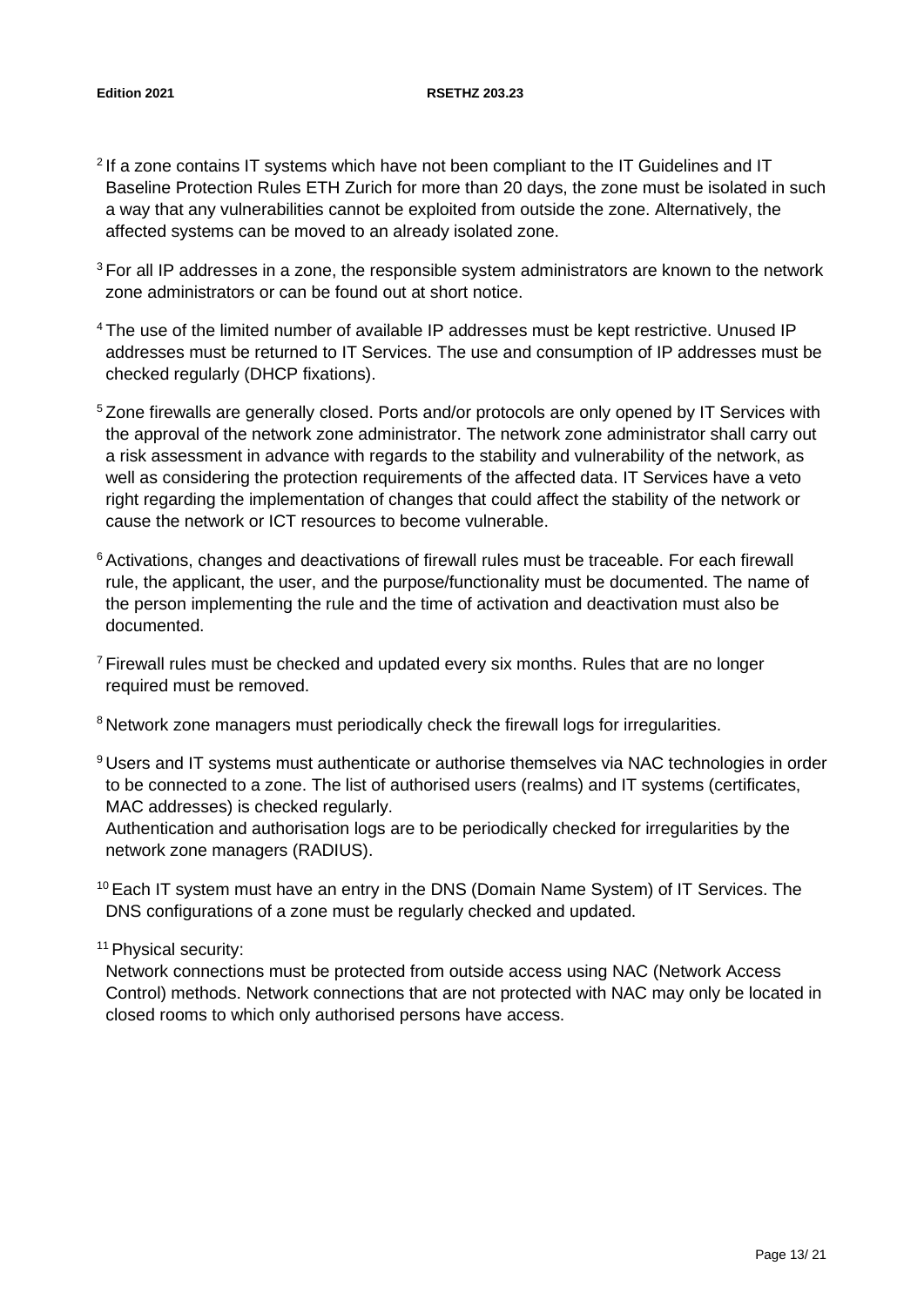[2] If a zone contains IT systems which have not been compliant to the IT Guidelines and IT Baseline Protection Rules ETH Zurich for more than 20 days, the zone must be isolated in such a way that any vulnerabilities cannot be exploited from outside the zone. Alternatively, the affected systems can be moved to an already isolated zone.

[3] For all IP addresses in a zone, the responsible system administrators are known to the network zone administrators or can be found out at short notice.

[4] The use of the limited number of available IP addresses must be kept restrictive. Unused IP addresses must be returned to IT Services. The use and consumption of IP addresses must be checked regularly (DHCP fixations).

[5] Zone firewalls are generally closed. Ports and/or protocols are only opened by IT Services with the approval of the network zone administrator. The network zone administrator shall carry out a risk assessment in advance with regards to the stability and vulnerability of the network, as well as considering the protection requirements of the affected data. IT Services have a veto right regarding the implementation of changes that could affect the stability of the network or cause the network or ICT resources to become vulnerable.

[6] Activations, changes and deactivations of firewall rules must be traceable. For each firewall rule, the applicant, the user, and the purpose/functionality must be documented. The name of the person implementing the rule and the time of activation and deactivation must also be documented.

[7] Firewall rules must be checked and updated every six months. Rules that are no longer required must be removed.

[8] Network zone managers must periodically check the firewall logs for irregularities.

[9] Users and IT systems must authenticate or authorise themselves via NAC technologies in order to be connected to a zone. The list of authorised users (realms) and IT systems (certificates, MAC addresses) is checked regularly.
Authentication and authorisation logs are to be periodically checked for irregularities by the network zone managers (RADIUS).

[10] Each IT system must have an entry in the DNS (Domain Name System) of IT Services. The DNS configurations of a zone must be regularly checked and updated.

[11] Physical security:
Network connections must be protected from outside access using NAC (Network Access Control) methods. Network connections that are not protected with NAC may only be located in closed rooms to which only authorised persons have access.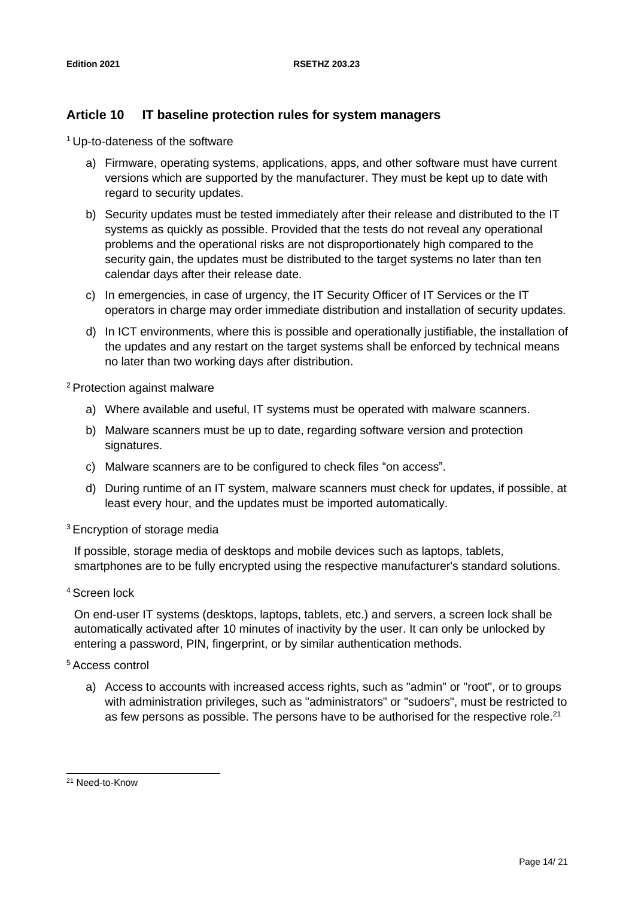## Article 10 IT baseline protection rules for system managers

[1] Up-to-dateness of the software

a) Firmware, operating systems, applications, apps, and other software must have current versions which are supported by the manufacturer. They must be kept up to date with regard to security updates.

b) Security updates must be tested immediately after their release and distributed to the IT systems as quickly as possible. Provided that the tests do not reveal any operational problems and the operational risks are not disproportionately high compared to the security gain, the updates must be distributed to the target systems no later than ten calendar days after their release date.

c) In emergencies, in case of urgency, the IT Security Officer of IT Services or the IT operators in charge may order immediate distribution and installation of security updates.

d) In ICT environments, where this is possible and operationally justifiable, the installation of the updates and any restart on the target systems shall be enforced by technical means no later than two working days after distribution.

[2] Protection against malware

a) Where available and useful, IT systems must be operated with malware scanners.

b) Malware scanners must be up to date, regarding software version and protection signatures.

c) Malware scanners are to be configured to check files "on access".

d) During runtime of an IT system, malware scanners must check for updates, if possible, at least every hour, and the updates must be imported automatically.

[3] Encryption of storage media

If possible, storage media of desktops and mobile devices such as laptops, tablets, smartphones are to be fully encrypted using the respective manufacturer's standard solutions.

[4] Screen lock

On end-user IT systems (desktops, laptops, tablets, etc.) and servers, a screen lock shall be automatically activated after 10 minutes of inactivity by the user. It can only be unlocked by entering a password, PIN, fingerprint, or by similar authentication methods.

[5] Access control

a) Access to accounts with increased access rights, such as "admin" or "root", or to groups with administration privileges, such as "administrators" or "sudoers", must be restricted to as few persons as possible. The persons have to be authorised for the respective role.[21]

---

[21] Need-to-Know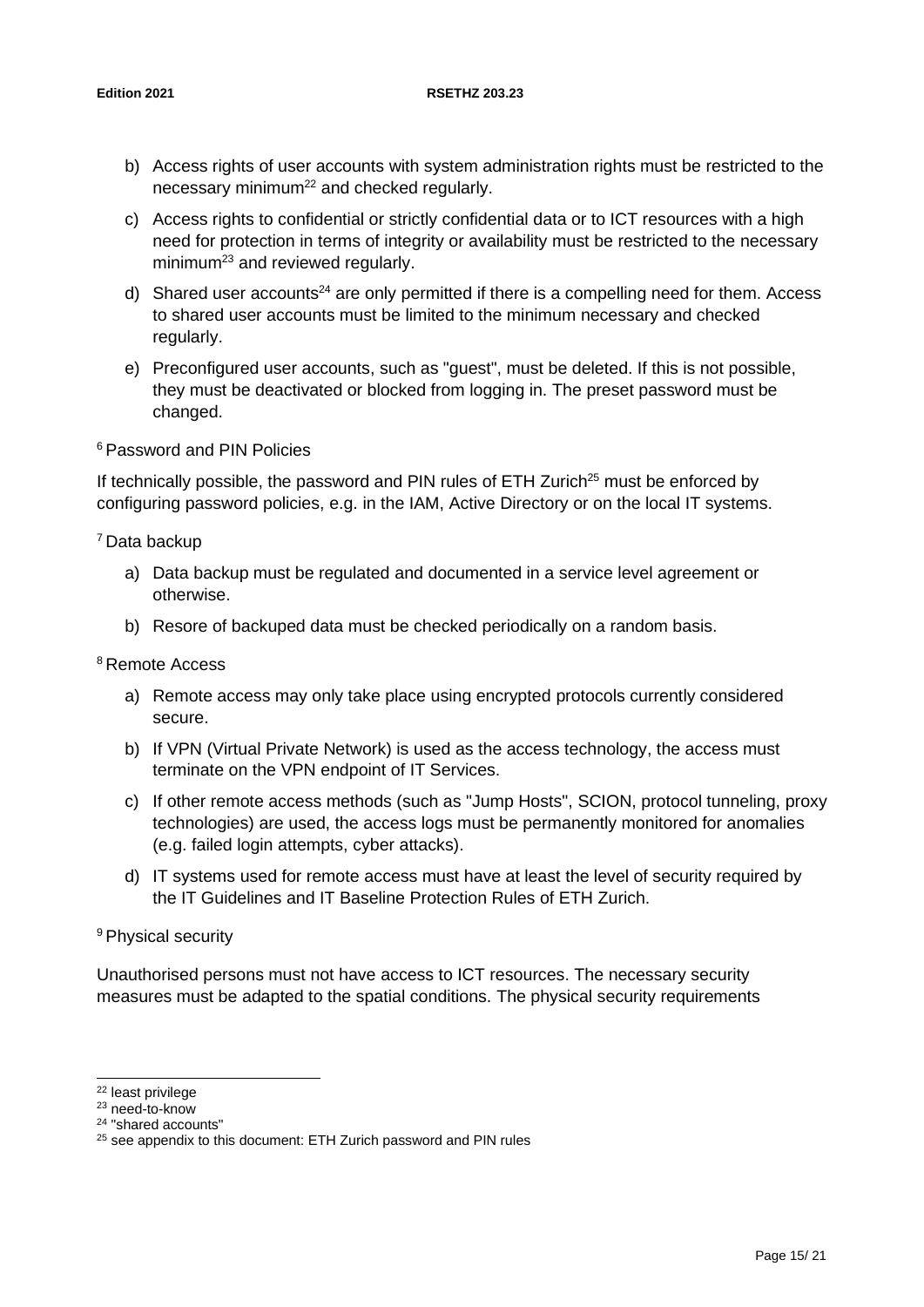b) Access rights of user accounts with system administration rights must be restricted to the necessary minimum[22] and checked regularly.

c) Access rights to confidential or strictly confidential data or to ICT resources with a high need for protection in terms of integrity or availability must be restricted to the necessary minimum[23] and reviewed regularly.

d) Shared user accounts[24] are only permitted if there is a compelling need for them. Access to shared user accounts must be limited to the minimum necessary and checked regularly.

e) Preconfigured user accounts, such as "guest", must be deleted. If this is not possible, they must be deactivated or blocked from logging in. The preset password must be changed.

[6] Password and PIN Policies

If technically possible, the password and PIN rules of ETH Zurich[25] must be enforced by configuring password policies, e.g. in the IAM, Active Directory or on the local IT systems.

[7] Data backup

a) Data backup must be regulated and documented in a service level agreement or otherwise.

b) Resore of backuped data must be checked periodically on a random basis.

[8] Remote Access

a) Remote access may only take place using encrypted protocols currently considered secure.

b) If VPN (Virtual Private Network) is used as the access technology, the access must terminate on the VPN endpoint of IT Services.

c) If other remote access methods (such as "Jump Hosts", SCION, protocol tunneling, proxy technologies) are used, the access logs must be permanently monitored for anomalies (e.g. failed login attempts, cyber attacks).

d) IT systems used for remote access must have at least the level of security required by the IT Guidelines and IT Baseline Protection Rules of ETH Zurich.

[9] Physical security

Unauthorised persons must not have access to ICT resources. The necessary security measures must be adapted to the spatial conditions. The physical security requirements

---

[22] least privilege

[23] need-to-know

[24] "shared accounts"

[25] see appendix to this document: ETH Zurich password and PIN rules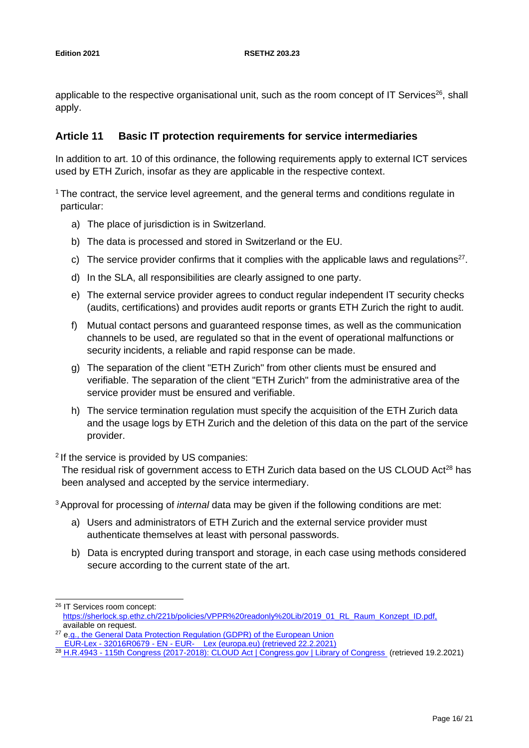applicable to the respective organisational unit, such as the room concept of IT Services[26], shall apply.

## Article 11 Basic IT protection requirements for service intermediaries

In addition to art. 10 of this ordinance, the following requirements apply to external ICT services used by ETH Zurich, insofar as they are applicable in the respective context.

[1] The contract, the service level agreement, and the general terms and conditions regulate in particular:

a) The place of jurisdiction is in Switzerland.

b) The data is processed and stored in Switzerland or the EU.

c) The service provider confirms that it complies with the applicable laws and regulations[27].

d) In the SLA, all responsibilities are clearly assigned to one party.

e) The external service provider agrees to conduct regular independent IT security checks (audits, certifications) and provides audit reports or grants ETH Zurich the right to audit.

f) Mutual contact persons and guaranteed response times, as well as the communication channels to be used, are regulated so that in the event of operational malfunctions or security incidents, a reliable and rapid response can be made.

g) The separation of the client "ETH Zurich" from other clients must be ensured and verifiable. The separation of the client "ETH Zurich" from the administrative area of the service provider must be ensured and verifiable.

h) The service termination regulation must specify the acquisition of the ETH Zurich data and the usage logs by ETH Zurich and the deletion of this data on the part of the service provider.

[2] If the service is provided by US companies:
The residual risk of government access to ETH Zurich data based on the US CLOUD Act[28] has been analysed and accepted by the service intermediary.

[3] Approval for processing of *internal* data may be given if the following conditions are met:

a) Users and administrators of ETH Zurich and the external service provider must authenticate themselves at least with personal passwords.

b) Data is encrypted during transport and storage, in each case using methods considered secure according to the current state of the art.

---

[26] IT Services room concept: https://sherlock.sp.ethz.ch/221b/policies/VPPR%20readonly%20Lib/2019_01_RL_Raum_Konzept_ID.pdf, available on request.

[27] e.g., the General Data Protection Regulation (GDPR) of the European Union EUR-Lex - 32016R0679 - EN - EUR- Lex (europa.eu) (retrieved 22.2.2021)

[28] H.R.4943 - 115th Congress (2017-2018): CLOUD Act | Congress.gov | Library of Congress (retrieved 19.2.2021)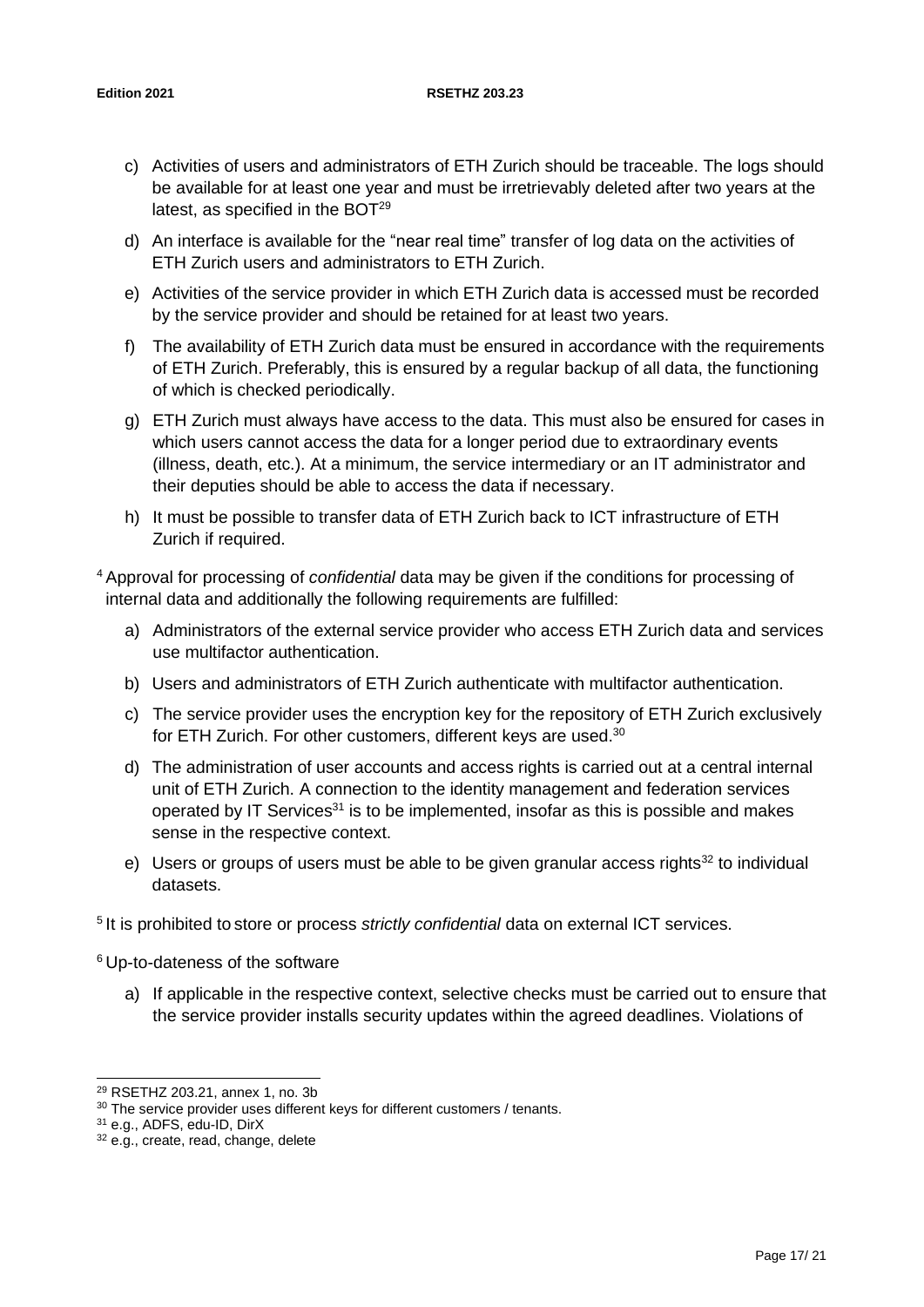c) Activities of users and administrators of ETH Zurich should be traceable. The logs should be available for at least one year and must be irretrievably deleted after two years at the latest, as specified in the BOT[29]

d) An interface is available for the "near real time" transfer of log data on the activities of ETH Zurich users and administrators to ETH Zurich.

e) Activities of the service provider in which ETH Zurich data is accessed must be recorded by the service provider and should be retained for at least two years.

f) The availability of ETH Zurich data must be ensured in accordance with the requirements of ETH Zurich. Preferably, this is ensured by a regular backup of all data, the functioning of which is checked periodically.

g) ETH Zurich must always have access to the data. This must also be ensured for cases in which users cannot access the data for a longer period due to extraordinary events (illness, death, etc.). At a minimum, the service intermediary or an IT administrator and their deputies should be able to access the data if necessary.

h) It must be possible to transfer data of ETH Zurich back to ICT infrastructure of ETH Zurich if required.

[4] Approval for processing of *confidential* data may be given if the conditions for processing of internal data and additionally the following requirements are fulfilled:

a) Administrators of the external service provider who access ETH Zurich data and services use multifactor authentication.

b) Users and administrators of ETH Zurich authenticate with multifactor authentication.

c) The service provider uses the encryption key for the repository of ETH Zurich exclusively for ETH Zurich. For other customers, different keys are used.[30]

d) The administration of user accounts and access rights is carried out at a central internal unit of ETH Zurich. A connection to the identity management and federation services operated by IT Services[31] is to be implemented, insofar as this is possible and makes sense in the respective context.

e) Users or groups of users must be able to be given granular access rights[32] to individual datasets.

[5] It is prohibited to store or process *strictly confidential* data on external ICT services.

[6] Up-to-dateness of the software

a) If applicable in the respective context, selective checks must be carried out to ensure that the service provider installs security updates within the agreed deadlines. Violations of

---

[29] RSETHZ 203.21, annex 1, no. 3b

[30] The service provider uses different keys for different customers / tenants.

[31] e.g., ADFS, edu-ID, DirX

[32] e.g., create, read, change, delete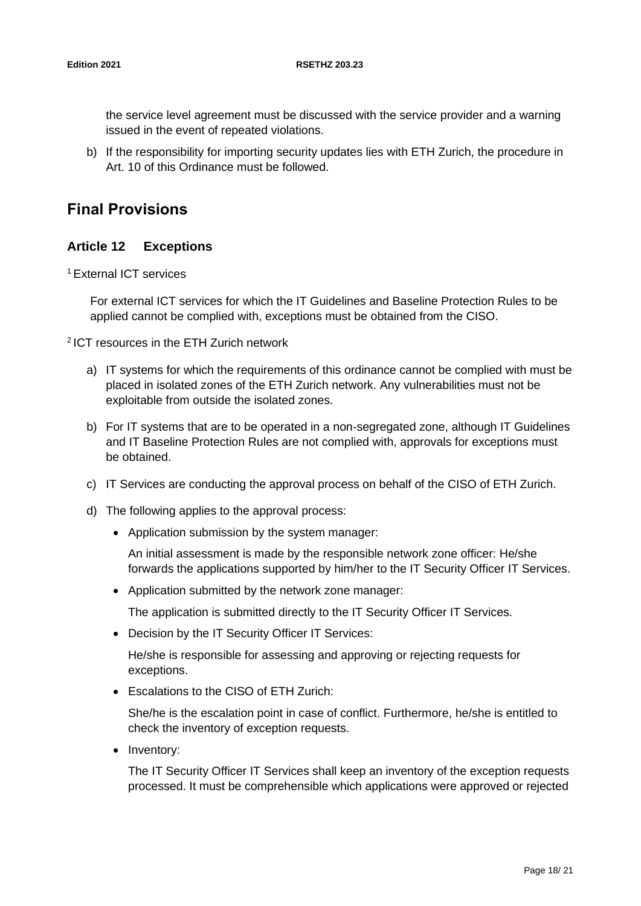the service level agreement must be discussed with the service provider and a warning issued in the event of repeated violations.

b) If the responsibility for importing security updates lies with ETH Zurich, the procedure in Art. 10 of this Ordinance must be followed.

## Final Provisions

### Article 12 Exceptions

[1] External ICT services

For external ICT services for which the IT Guidelines and Baseline Protection Rules to be applied cannot be complied with, exceptions must be obtained from the CISO.

[2] ICT resources in the ETH Zurich network

a) IT systems for which the requirements of this ordinance cannot be complied with must be placed in isolated zones of the ETH Zurich network. Any vulnerabilities must not be exploitable from outside the isolated zones.

b) For IT systems that are to be operated in a non-segregated zone, although IT Guidelines and IT Baseline Protection Rules are not complied with, approvals for exceptions must be obtained.

c) IT Services are conducting the approval process on behalf of the CISO of ETH Zurich.

d) The following applies to the approval process:

- Application submission by the system manager:

  An initial assessment is made by the responsible network zone officer: He/she forwards the applications supported by him/her to the IT Security Officer IT Services.

- Application submitted by the network zone manager:

  The application is submitted directly to the IT Security Officer IT Services.

- Decision by the IT Security Officer IT Services:

  He/she is responsible for assessing and approving or rejecting requests for exceptions.

- Escalations to the CISO of ETH Zurich:

  She/he is the escalation point in case of conflict. Furthermore, he/she is entitled to check the inventory of exception requests.

- Inventory:

  The IT Security Officer IT Services shall keep an inventory of the exception requests processed. It must be comprehensible which applications were approved or rejected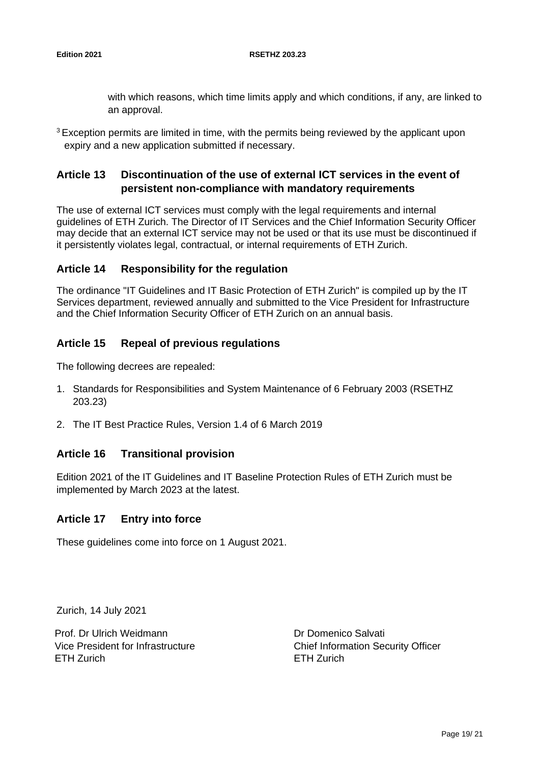with which reasons, which time limits apply and which conditions, if any, are linked to an approval.

[3] Exception permits are limited in time, with the permits being reviewed by the applicant upon expiry and a new application submitted if necessary.

## Article 13 Discontinuation of the use of external ICT services in the event of persistent non-compliance with mandatory requirements

The use of external ICT services must comply with the legal requirements and internal guidelines of ETH Zurich. The Director of IT Services and the Chief Information Security Officer may decide that an external ICT service may not be used or that its use must be discontinued if it persistently violates legal, contractual, or internal requirements of ETH Zurich.

## Article 14 Responsibility for the regulation

The ordinance "IT Guidelines and IT Basic Protection of ETH Zurich" is compiled up by the IT Services department, reviewed annually and submitted to the Vice President for Infrastructure and the Chief Information Security Officer of ETH Zurich on an annual basis.

## Article 15 Repeal of previous regulations

The following decrees are repealed:

1. Standards for Responsibilities and System Maintenance of 6 February 2003 (RSETHZ 203.23)
2. The IT Best Practice Rules, Version 1.4 of 6 March 2019

## Article 16 Transitional provision

Edition 2021 of the IT Guidelines and IT Baseline Protection Rules of ETH Zurich must be implemented by March 2023 at the latest.

## Article 17 Entry into force

These guidelines come into force on 1 August 2021.

Zurich, 14 July 2021

Prof. Dr Ulrich Weidmann
Vice President for Infrastructure
ETH Zurich

Dr Domenico Salvati
Chief Information Security Officer
ETH Zurich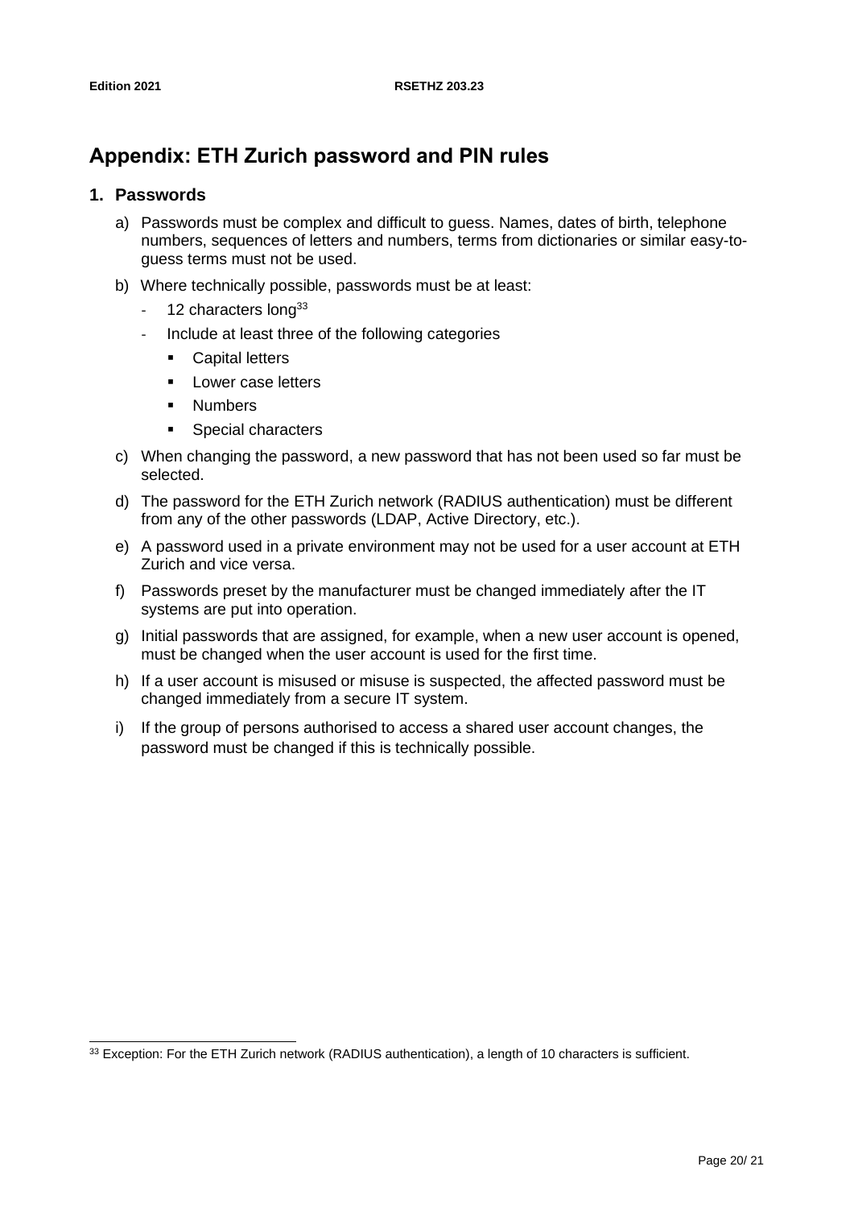# Appendix: ETH Zurich password and PIN rules

## 1. Passwords

a) Passwords must be complex and difficult to guess. Names, dates of birth, telephone numbers, sequences of letters and numbers, terms from dictionaries or similar easy-to-guess terms must not be used.

b) Where technically possible, passwords must be at least:

- 12 characters long[33]
- Include at least three of the following categories
  - Capital letters
  - Lower case letters
  - Numbers
  - Special characters

c) When changing the password, a new password that has not been used so far must be selected.

d) The password for the ETH Zurich network (RADIUS authentication) must be different from any of the other passwords (LDAP, Active Directory, etc.).

e) A password used in a private environment may not be used for a user account at ETH Zurich and vice versa.

f) Passwords preset by the manufacturer must be changed immediately after the IT systems are put into operation.

g) Initial passwords that are assigned, for example, when a new user account is opened, must be changed when the user account is used for the first time.

h) If a user account is misused or misuse is suspected, the affected password must be changed immediately from a secure IT system.

i) If the group of persons authorised to access a shared user account changes, the password must be changed if this is technically possible.

---

[33] Exception: For the ETH Zurich network (RADIUS authentication), a length of 10 characters is sufficient.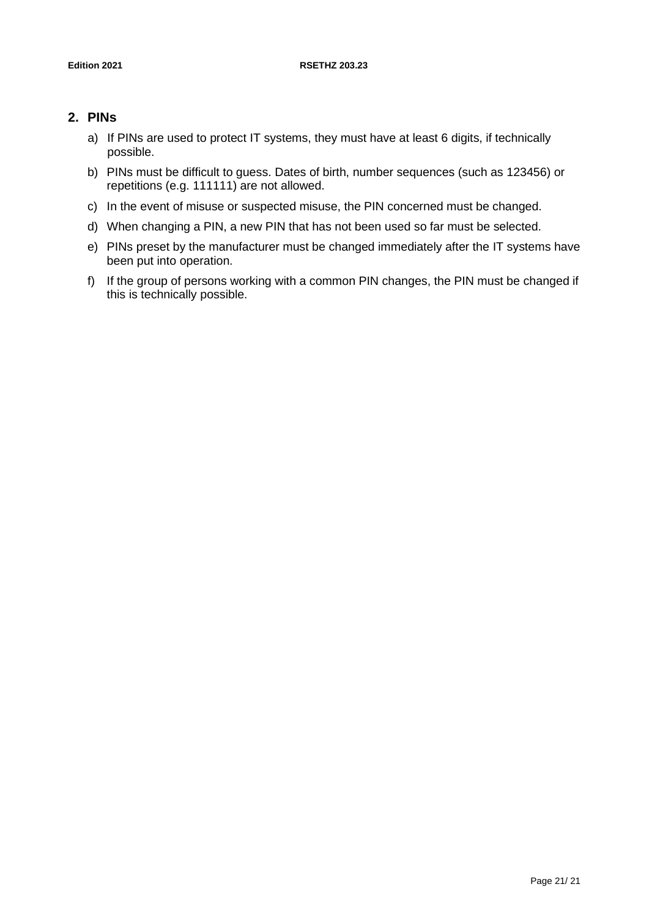## 2. PINs

a) If PINs are used to protect IT systems, they must have at least 6 digits, if technically possible.

b) PINs must be difficult to guess. Dates of birth, number sequences (such as 123456) or repetitions (e.g. 111111) are not allowed.

c) In the event of misuse or suspected misuse, the PIN concerned must be changed.

d) When changing a PIN, a new PIN that has not been used so far must be selected.

e) PINs preset by the manufacturer must be changed immediately after the IT systems have been put into operation.

f) If the group of persons working with a common PIN changes, the PIN must be changed if this is technically possible.